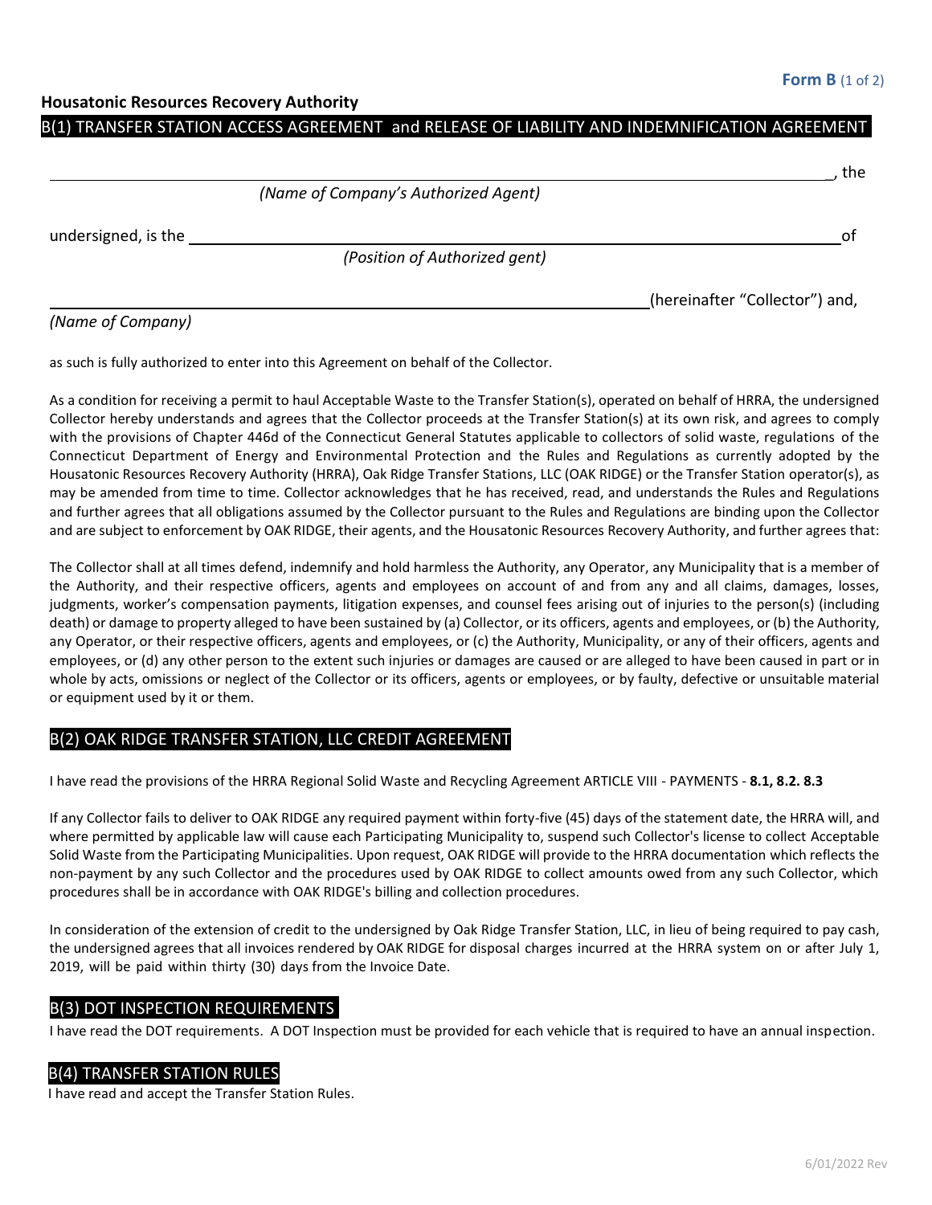**Form B** (1 of 2)

**Housatonic Resources Recovery Authority**

## B(1) TRANSFER STATION ACCESS AGREEMENT and RELEASE OF LIABILITY AND INDEMNIFICATION AGREEMENT

______________________________________________________________, the
*(Name of Company's Authorized Agent)*

undersigned, is the ______________________________________________ of
*(Position of Authorized gent)*

______________________________________________ (hereinafter "Collector") and,
*(Name of Company)*

as such is fully authorized to enter into this Agreement on behalf of the Collector.

As a condition for receiving a permit to haul Acceptable Waste to the Transfer Station(s), operated on behalf of HRRA, the undersigned Collector hereby understands and agrees that the Collector proceeds at the Transfer Station(s) at its own risk, and agrees to comply with the provisions of Chapter 446d of the Connecticut General Statutes applicable to collectors of solid waste, regulations of the Connecticut Department of Energy and Environmental Protection and the Rules and Regulations as currently adopted by the Housatonic Resources Recovery Authority (HRRA), Oak Ridge Transfer Stations, LLC (OAK RIDGE) or the Transfer Station operator(s), as may be amended from time to time. Collector acknowledges that he has received, read, and understands the Rules and Regulations and further agrees that all obligations assumed by the Collector pursuant to the Rules and Regulations are binding upon the Collector and are subject to enforcement by OAK RIDGE, their agents, and the Housatonic Resources Recovery Authority, and further agrees that:

The Collector shall at all times defend, indemnify and hold harmless the Authority, any Operator, any Municipality that is a member of the Authority, and their respective officers, agents and employees on account of and from any and all claims, damages, losses, judgments, worker's compensation payments, litigation expenses, and counsel fees arising out of injuries to the person(s) (including death) or damage to property alleged to have been sustained by (a) Collector, or its officers, agents and employees, or (b) the Authority, any Operator, or their respective officers, agents and employees, or (c) the Authority, Municipality, or any of their officers, agents and employees, or (d) any other person to the extent such injuries or damages are caused or are alleged to have been caused in part or in whole by acts, omissions or neglect of the Collector or its officers, agents or employees, or by faulty, defective or unsuitable material or equipment used by it or them.

## B(2) OAK RIDGE TRANSFER STATION, LLC CREDIT AGREEMENT

I have read the provisions of the HRRA Regional Solid Waste and Recycling Agreement ARTICLE VIII - PAYMENTS - **8.1, 8.2. 8.3**

If any Collector fails to deliver to OAK RIDGE any required payment within forty-five (45) days of the statement date, the HRRA will, and where permitted by applicable law will cause each Participating Municipality to, suspend such Collector's license to collect Acceptable Solid Waste from the Participating Municipalities. Upon request, OAK RIDGE will provide to the HRRA documentation which reflects the non-payment by any such Collector and the procedures used by OAK RIDGE to collect amounts owed from any such Collector, which procedures shall be in accordance with OAK RIDGE's billing and collection procedures.

In consideration of the extension of credit to the undersigned by Oak Ridge Transfer Station, LLC, in lieu of being required to pay cash, the undersigned agrees that all invoices rendered by OAK RIDGE for disposal charges incurred at the HRRA system on or after July 1, 2019, will be paid within thirty (30) days from the Invoice Date.

## B(3) DOT INSPECTION REQUIREMENTS

I have read the DOT requirements. A DOT Inspection must be provided for each vehicle that is required to have an annual inspection.

## B(4) TRANSFER STATION RULES

I have read and accept the Transfer Station Rules.

6/01/2022 Rev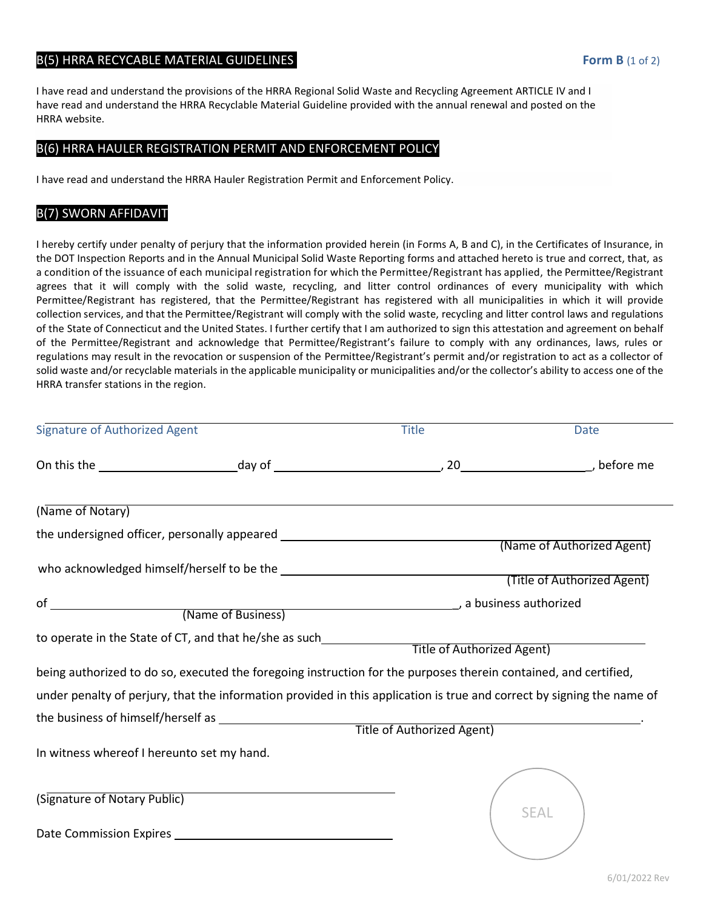## B(5) HRRA RECYCABLE MATERIAL GUIDELINES

**Form B** (1 of 2)

I have read and understand the provisions of the HRRA Regional Solid Waste and Recycling Agreement ARTICLE IV and I have read and understand the HRRA Recyclable Material Guideline provided with the annual renewal and posted on the HRRA website.

## B(6) HRRA HAULER REGISTRATION PERMIT AND ENFORCEMENT POLICY

I have read and understand the HRRA Hauler Registration Permit and Enforcement Policy.

## B(7) SWORN AFFIDAVIT

I hereby certify under penalty of perjury that the information provided herein (in Forms A, B and C), in the Certificates of Insurance, in the DOT Inspection Reports and in the Annual Municipal Solid Waste Reporting forms and attached hereto is true and correct, that, as a condition of the issuance of each municipal registration for which the Permittee/Registrant has applied, the Permittee/Registrant agrees that it will comply with the solid waste, recycling, and litter control ordinances of every municipality with which Permittee/Registrant has registered, that the Permittee/Registrant has registered with all municipalities in which it will provide collection services, and that the Permittee/Registrant will comply with the solid waste, recycling and litter control laws and regulations of the State of Connecticut and the United States. I further certify that I am authorized to sign this attestation and agreement on behalf of the Permittee/Registrant and acknowledge that Permittee/Registrant's failure to comply with any ordinances, laws, rules or regulations may result in the revocation or suspension of the Permittee/Registrant's permit and/or registration to act as a collector of solid waste and/or recyclable materials in the applicable municipality or municipalities and/or the collector's ability to access one of the HRRA transfer stations in the region.

_______________________________________________________________________________

Signature of Authorized Agent Title Date

On this the ____________________ day of ________________________, 20__________________, before me

_______________________________________________________________________________

(Name of Notary)

the undersigned officer, personally appeared ________________________________________

(Name of Authorized Agent)

who acknowledged himself/herself to be the ________________________________________

(Title of Authorized Agent)

of ______________________________________________________________, a business authorized

(Name of Business)

to operate in the State of CT, and that he/she as such ________________________________________

Title of Authorized Agent)

being authorized to do so, executed the foregoing instruction for the purposes therein contained, and certified, under penalty of perjury, that the information provided in this application is true and correct by signing the name of the business of himself/herself as ________________________________________.

Title of Authorized Agent)

In witness whereof I hereunto set my hand.

_______________________________________________

(Signature of Notary Public)

Date Commission Expires ________________________________

SEAL

6/01/2022 Rev